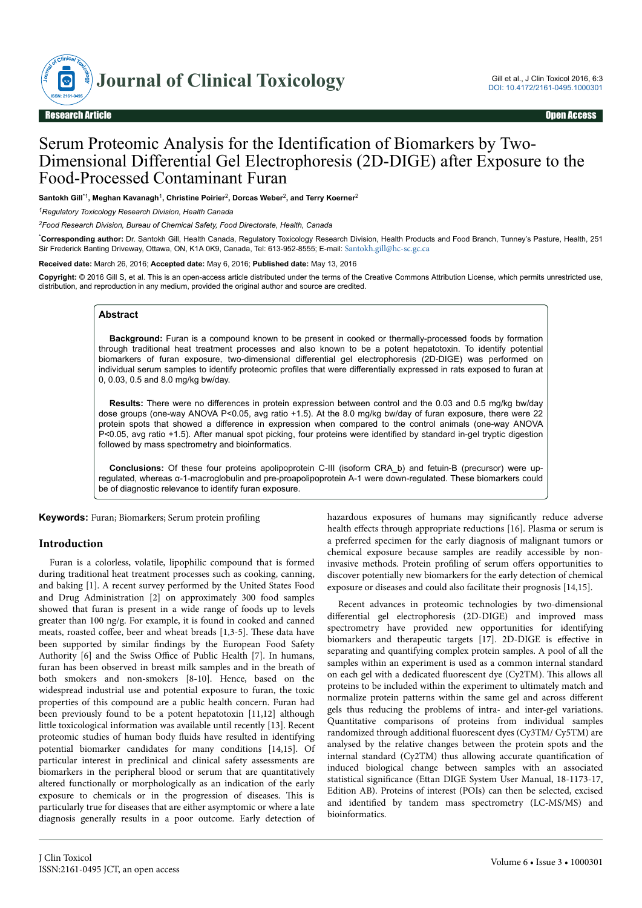Research Article | Open Access

# Serum Proteomic Analysis for the Identification of Biomarkers by Two-Dimensional Differential Gel Electrophoresis (2D-DIGE) after Exposure to the Food-Processed Contaminant Furan

**Santokh Gill**[*1], **Meghan Kavanagh**[1], **Christine Poirier**[2], **Dorcas Weber**[2], **and Terry Koerner**[2]

[1]*Regulatory Toxicology Research Division, Health Canada*

[2]*Food Research Division, Bureau of Chemical Safety, Food Directorate, Health, Canada*

[*]**Corresponding author:** Dr. Santokh Gill, Health Canada, Regulatory Toxicology Research Division, Health Products and Food Branch, Tunney's Pasture, Health, 251 Sir Frederick Banting Driveway, Ottawa, ON, K1A 0K9, Canada, Tel: 613-952-8555; E-mail: Santokh.gill@hc-sc.gc.ca

**Received date:** March 26, 2016; **Accepted date:** May 6, 2016; **Published date:** May 13, 2016

**Copyright:** © 2016 Gill S, et al. This is an open-access article distributed under the terms of the Creative Commons Attribution License, which permits unrestricted use, distribution, and reproduction in any medium, provided the original author and source are credited.

## Abstract

**Background:** Furan is a compound known to be present in cooked or thermally-processed foods by formation through traditional heat treatment processes and also known to be a potent hepatotoxin. To identify potential biomarkers of furan exposure, two-dimensional differential gel electrophoresis (2D-DIGE) was performed on individual serum samples to identify proteomic profiles that were differentially expressed in rats exposed to furan at 0, 0.03, 0.5 and 8.0 mg/kg bw/day.

**Results:** There were no differences in protein expression between control and the 0.03 and 0.5 mg/kg bw/day dose groups (one-way ANOVA $P<0.05$, avg ratio +1.5). At the 8.0 mg/kg bw/day of furan exposure, there were 22 protein spots that showed a difference in expression when compared to the control animals (one-way ANOVA $P<0.05$, avg ratio +1.5). After manual spot picking, four proteins were identified by standard in-gel tryptic digestion followed by mass spectrometry and bioinformatics.

**Conclusions:** Of these four proteins apolipoprotein C-III (isoform CRA_b) and fetuin-B (precursor) were up-regulated, whereas α-1-macroglobulin and pre-proapolipoprotein A-1 were down-regulated. These biomarkers could be of diagnostic relevance to identify furan exposure.

**Keywords:** Furan; Biomarkers; Serum protein profiling

## Introduction

Furan is a colorless, volatile, lipophilic compound that is formed during traditional heat treatment processes such as cooking, canning, and baking [1]. A recent survey performed by the United States Food and Drug Administration [2] on approximately 300 food samples showed that furan is present in a wide range of foods up to levels greater than 100 ng/g. For example, it is found in cooked and canned meats, roasted coffee, beer and wheat breads [1,3-5]. These data have been supported by similar findings by the European Food Safety Authority [6] and the Swiss Office of Public Health [7]. In humans, furan has been observed in breast milk samples and in the breath of both smokers and non-smokers [8-10]. Hence, based on the widespread industrial use and potential exposure to furan, the toxic properties of this compound are a public health concern. Furan had been previously found to be a potent hepatotoxin [11,12] although little toxicological information was available until recently [13]. Recent proteomic studies of human body fluids have resulted in identifying potential biomarker candidates for many conditions [14,15]. Of particular interest in preclinical and clinical safety assessments are biomarkers in the peripheral blood or serum that are quantitatively altered functionally or morphologically as an indication of the early exposure to chemicals or in the progression of diseases. This is particularly true for diseases that are either asymptomic or where a late diagnosis generally results in a poor outcome. Early detection of hazardous exposures of humans may significantly reduce adverse health effects through appropriate reductions [16]. Plasma or serum is a preferred specimen for the early diagnosis of malignant tumors or chemical exposure because samples are readily accessible by non-invasive methods. Protein profiling of serum offers opportunities to discover potentially new biomarkers for the early detection of chemical exposure or diseases and could also facilitate their prognosis [14,15].

Recent advances in proteomic technologies by two-dimensional differential gel electrophoresis (2D-DIGE) and improved mass spectrometry have provided new opportunities for identifying biomarkers and therapeutic targets [17]. 2D-DIGE is effective in separating and quantifying complex protein samples. A pool of all the samples within an experiment is used as a common internal standard on each gel with a dedicated fluorescent dye (Cy2TM). This allows all proteins to be included within the experiment to ultimately match and normalize protein patterns within the same gel and across different gels thus reducing the problems of intra- and inter-gel variations. Quantitative comparisons of proteins from individual samples randomized through additional fluorescent dyes (Cy3TM/ Cy5TM) are analysed by the relative changes between the protein spots and the internal standard (Cy2TM) thus allowing accurate quantification of induced biological change between samples with an associated statistical significance (Ettan DIGE System User Manual, 18-1173-17, Edition AB). Proteins of interest (POIs) can then be selected, excised and identified by tandem mass spectrometry (LC-MS/MS) and bioinformatics.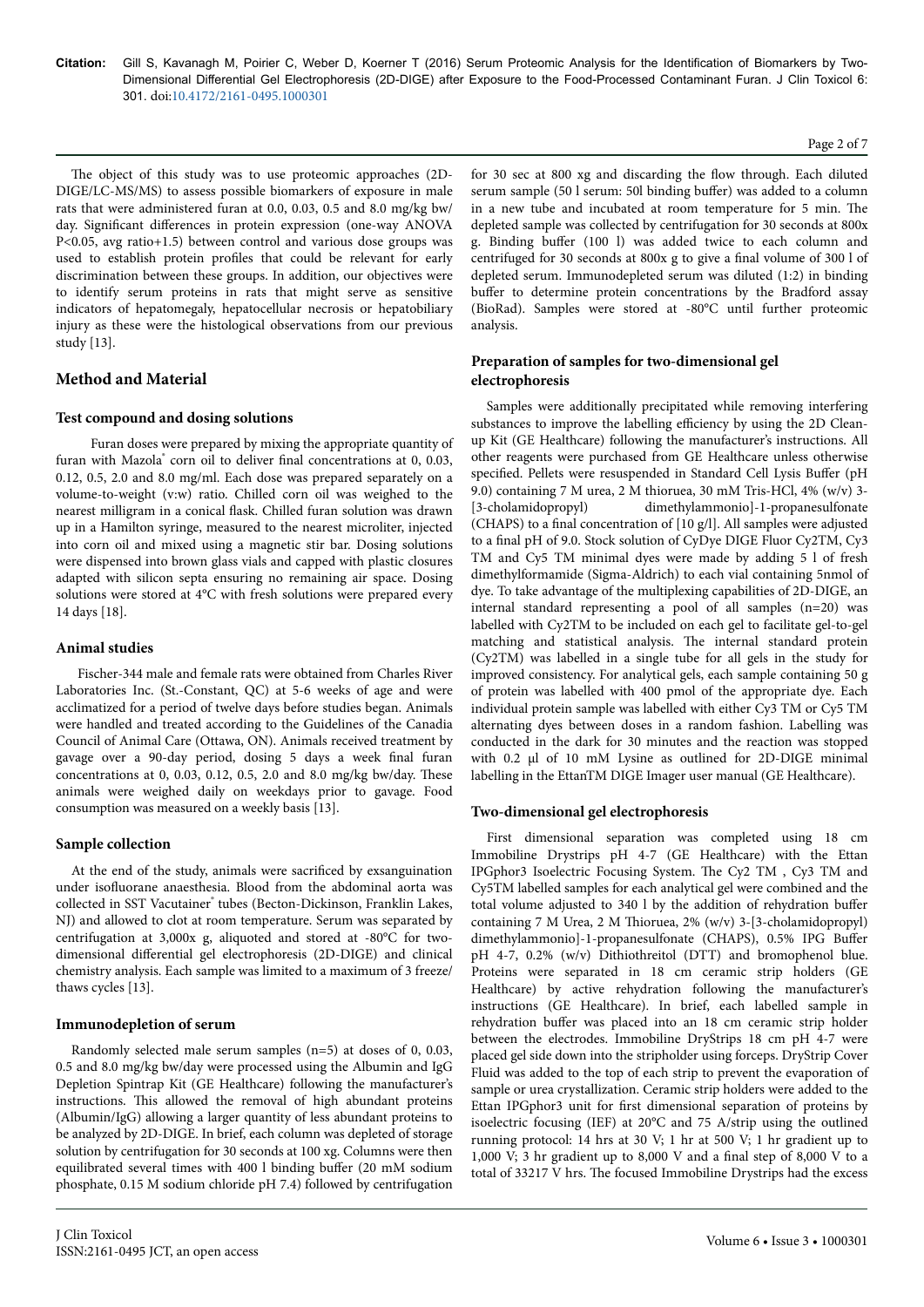The object of this study was to use proteomic approaches (2D-DIGE/LC-MS/MS) to assess possible biomarkers of exposure in male rats that were administered furan at 0.0, 0.03, 0.5 and 8.0 mg/kg bw/day. Significant differences in protein expression (one-way ANOVA P<0.05, avg ratio+1.5) between control and various dose groups was used to establish protein profiles that could be relevant for early discrimination between these groups. In addition, our objectives were to identify serum proteins in rats that might serve as sensitive indicators of hepatomegaly, hepatocellular necrosis or hepatobiliary injury as these were the histological observations from our previous study [13].

## Method and Material

### Test compound and dosing solutions

Furan doses were prepared by mixing the appropriate quantity of furan with Mazola® corn oil to deliver final concentrations at 0, 0.03, 0.12, 0.5, 2.0 and 8.0 mg/ml. Each dose was prepared separately on a volume-to-weight (v:w) ratio. Chilled corn oil was weighed to the nearest milligram in a conical flask. Chilled furan solution was drawn up in a Hamilton syringe, measured to the nearest microliter, injected into corn oil and mixed using a magnetic stir bar. Dosing solutions were dispensed into brown glass vials and capped with plastic closures adapted with silicon septa ensuring no remaining air space. Dosing solutions were stored at 4°C with fresh solutions were prepared every 14 days [18].

### Animal studies

Fischer-344 male and female rats were obtained from Charles River Laboratories Inc. (St.-Constant, QC) at 5-6 weeks of age and were acclimatized for a period of twelve days before studies began. Animals were handled and treated according to the Guidelines of the Canadia Council of Animal Care (Ottawa, ON). Animals received treatment by gavage over a 90-day period, dosing 5 days a week final furan concentrations at 0, 0.03, 0.12, 0.5, 2.0 and 8.0 mg/kg bw/day. These animals were weighed daily on weekdays prior to gavage. Food consumption was measured on a weekly basis [13].

### Sample collection

At the end of the study, animals were sacrificed by exsanguination under isofluorane anaesthesia. Blood from the abdominal aorta was collected in SST Vacutainer® tubes (Becton-Dickinson, Franklin Lakes, NJ) and allowed to clot at room temperature. Serum was separated by centrifugation at 3,000x g, aliquoted and stored at -80°C for two-dimensional differential gel electrophoresis (2D-DIGE) and clinical chemistry analysis. Each sample was limited to a maximum of 3 freeze/thaws cycles [13].

### Immunodepletion of serum

Randomly selected male serum samples (n=5) at doses of 0, 0.03, 0.5 and 8.0 mg/kg bw/day were processed using the Albumin and IgG Depletion Spintrap Kit (GE Healthcare) following the manufacturer's instructions. This allowed the removal of high abundant proteins (Albumin/IgG) allowing a larger quantity of less abundant proteins to be analyzed by 2D-DIGE. In brief, each column was depleted of storage solution by centrifugation for 30 seconds at 100 xg. Columns were then equilibrated several times with 400 l binding buffer (20 mM sodium phosphate, 0.15 M sodium chloride pH 7.4) followed by centrifugation for 30 sec at 800 xg and discarding the flow through. Each diluted serum sample (50 l serum: 50l binding buffer) was added to a column in a new tube and incubated at room temperature for 5 min. The depleted sample was collected by centrifugation for 30 seconds at 800x g. Binding buffer (100 l) was added twice to each column and centrifuged for 30 seconds at 800x g to give a final volume of 300 l of depleted serum. Immunodepleted serum was diluted (1:2) in binding buffer to determine protein concentrations by the Bradford assay (BioRad). Samples were stored at -80°C until further proteomic analysis.

### Preparation of samples for two-dimensional gel electrophoresis

Samples were additionally precipitated while removing interfering substances to improve the labelling efficiency by using the 2D Clean-up Kit (GE Healthcare) following the manufacturer's instructions. All other reagents were purchased from GE Healthcare unless otherwise specified. Pellets were resuspended in Standard Cell Lysis Buffer (pH 9.0) containing 7 M urea, 2 M thioruea, 30 mM Tris-HCl, 4% (w/v) 3-[3-cholamidopropyl) dimethylammonio]-1-propanesulfonate (CHAPS) to a final concentration of [10 g/l]. All samples were adjusted to a final pH of 9.0. Stock solution of CyDye DIGE Fluor Cy2TM, Cy3 TM and Cy5 TM minimal dyes were made by adding 5 l of fresh dimethylformamide (Sigma-Aldrich) to each vial containing 5nmol of dye. To take advantage of the multiplexing capabilities of 2D-DIGE, an internal standard representing a pool of all samples (n=20) was labelled with Cy2TM to be included on each gel to facilitate gel-to-gel matching and statistical analysis. The internal standard protein (Cy2TM) was labelled in a single tube for all gels in the study for improved consistency. For analytical gels, each sample containing 50 g of protein was labelled with 400 pmol of the appropriate dye. Each individual protein sample was labelled with either Cy3 TM or Cy5 TM alternating dyes between doses in a random fashion. Labelling was conducted in the dark for 30 minutes and the reaction was stopped with 0.2 µl of 10 mM Lysine as outlined for 2D-DIGE minimal labelling in the EttanTM DIGE Imager user manual (GE Healthcare).

### Two-dimensional gel electrophoresis

First dimensional separation was completed using 18 cm Immobiline Drystrips pH 4-7 (GE Healthcare) with the Ettan IPGphor3 Isoelectric Focusing System. The Cy2 TM , Cy3 TM and Cy5TM labelled samples for each analytical gel were combined and the total volume adjusted to 340 l by the addition of rehydration buffer containing 7 M Urea, 2 M Thiourea, 2% (w/v) 3-[3-cholamidopropyl) dimethylammonio]-1-propanesulfonate (CHAPS), 0.5% IPG Buffer pH 4-7, 0.2% (w/v) Dithiothreitol (DTT) and bromophenol blue. Proteins were separated in 18 cm ceramic strip holders (GE Healthcare) by active rehydration following the manufacturer's instructions (GE Healthcare). In brief, each labelled sample in rehydration buffer was placed into an 18 cm ceramic strip holder between the electrodes. Immobiline DryStrips 18 cm pH 4-7 were placed gel side down into the stripholder using forceps. DryStrip Cover Fluid was added to the top of each strip to prevent the evaporation of sample or urea crystallization. Ceramic strip holders were added to the Ettan IPGphor3 unit for first dimensional separation of proteins by isoelectric focusing (IEF) at 20°C and 75 A/strip using the outlined running protocol: 14 hrs at 30 V; 1 hr at 500 V; 1 hr gradient up to 1,000 V; 3 hr gradient up to 8,000 V and a final step of 8,000 V to a total of 33217 V hrs. The focused Immobiline Drystrips had the excess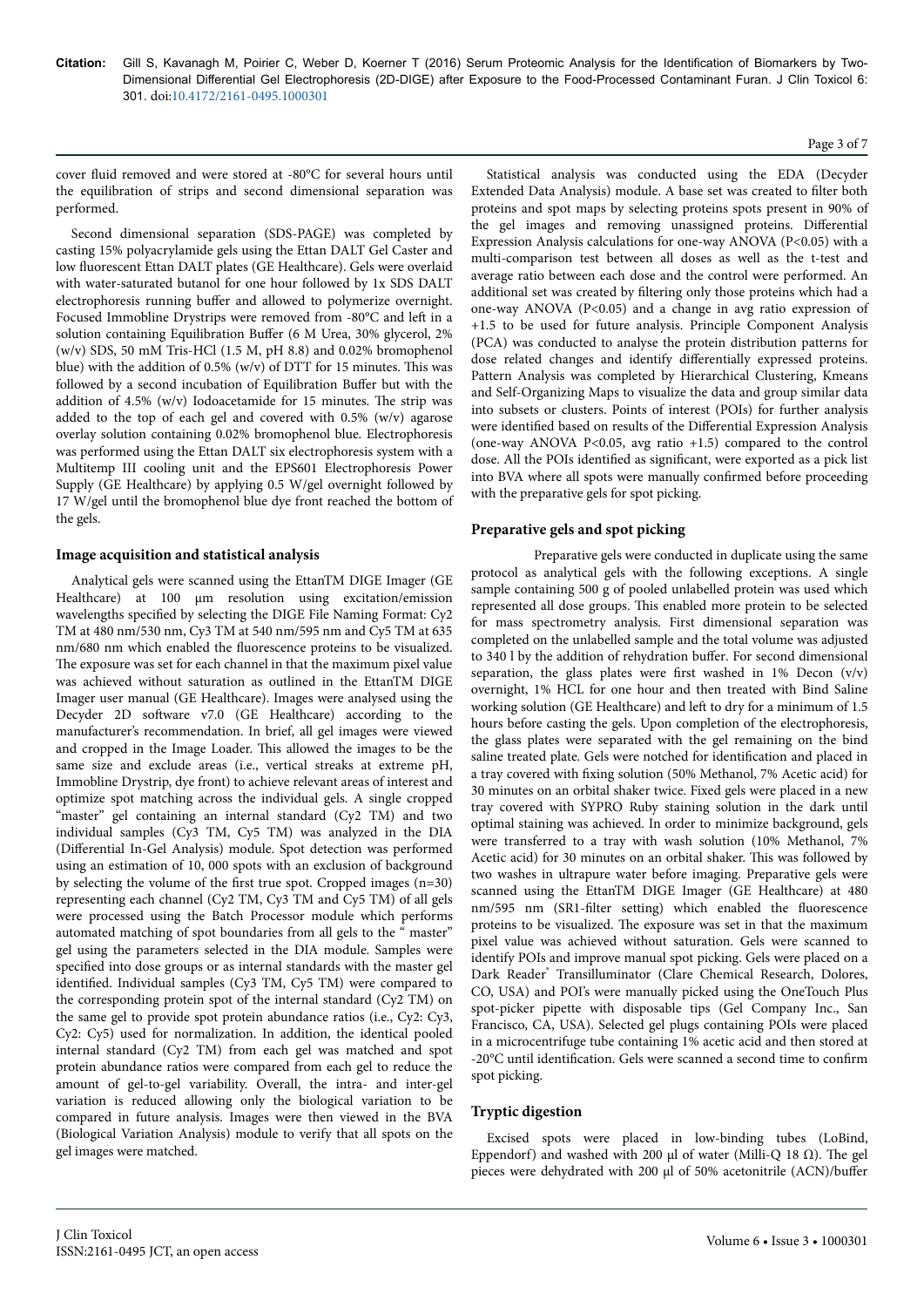cover fluid removed and were stored at -80°C for several hours until the equilibration of strips and second dimensional separation was performed.

Second dimensional separation (SDS-PAGE) was completed by casting 15% polyacrylamide gels using the Ettan DALT Gel Caster and low fluorescent Ettan DALT plates (GE Healthcare). Gels were overlaid with water-saturated butanol for one hour followed by 1x SDS DALT electrophoresis running buffer and allowed to polymerize overnight. Focused Immobiline Drystrips were removed from -80°C and left in a solution containing Equilibration Buffer (6 M Urea, 30% glycerol, 2% (w/v) SDS, 50 mM Tris-HCl (1.5 M, pH 8.8) and 0.02% bromophenol blue) with the addition of 0.5% (w/v) of DTT for 15 minutes. This was followed by a second incubation of Equilibration Buffer but with the addition of 4.5% (w/v) Iodoacetamide for 15 minutes. The strip was added to the top of each gel and covered with 0.5% (w/v) agarose overlay solution containing 0.02% bromophenol blue. Electrophoresis was performed using the Ettan DALT six electrophoresis system with a Multitemp III cooling unit and the EPS601 Electrophoresis Power Supply (GE Healthcare) by applying 0.5 W/gel overnight followed by 17 W/gel until the bromophenol blue dye front reached the bottom of the gels.

## Image acquisition and statistical analysis

Analytical gels were scanned using the EttanTM DIGE Imager (GE Healthcare) at 100 µm resolution using excitation/emission wavelengths specified by selecting the DIGE File Naming Format: Cy2 TM at 480 nm/530 nm, Cy3 TM at 540 nm/595 nm and Cy5 TM at 635 nm/680 nm which enabled the fluorescence proteins to be visualized. The exposure was set for each channel in that the maximum pixel value was achieved without saturation as outlined in the EttanTM DIGE Imager user manual (GE Healthcare). Images were analysed using the Decyder 2D software v7.0 (GE Healthcare) according to the manufacturer's recommendation. In brief, all gel images were viewed and cropped in the Image Loader. This allowed the images to be the same size and exclude areas (i.e., vertical streaks at extreme pH, Immobline Drystrip, dye front) to achieve relevant areas of interest and optimize spot matching across the individual gels. A single cropped "master" gel containing an internal standard (Cy2 TM) and two individual samples (Cy3 TM, Cy5 TM) was analyzed in the DIA (Differential In-Gel Analysis) module. Spot detection was performed using an estimation of 10, 000 spots with an exclusion of background by selecting the volume of the first true spot. Cropped images (n=30) representing each channel (Cy2 TM, Cy3 TM and Cy5 TM) of all gels were processed using the Batch Processor module which performs automated matching of spot boundaries from all gels to the " master" gel using the parameters selected in the DIA module. Samples were specified into dose groups or as internal standards with the master gel identified. Individual samples (Cy3 TM, Cy5 TM) were compared to the corresponding protein spot of the internal standard (Cy2 TM) on the same gel to provide spot protein abundance ratios (i.e., Cy2: Cy3, Cy2: Cy5) used for normalization. In addition, the identical pooled internal standard (Cy2 TM) from each gel was matched and spot protein abundance ratios were compared from each gel to reduce the amount of gel-to-gel variability. Overall, the intra- and inter-gel variation is reduced allowing only the biological variation to be compared in future analysis. Images were then viewed in the BVA (Biological Variation Analysis) module to verify that all spots on the gel images were matched.

Statistical analysis was conducted using the EDA (Decyder Extended Data Analysis) module. A base set was created to filter both proteins and spot maps by selecting proteins spots present in 90% of the gel images and removing unassigned proteins. Differential Expression Analysis calculations for one-way ANOVA ($P<0.05$) with a multi-comparison test between all doses as well as the t-test and average ratio between each dose and the control were performed. An additional set was created by filtering only those proteins which had a one-way ANOVA ($P<0.05$) and a change in avg ratio expression of +1.5 to be used for future analysis. Principle Component Analysis (PCA) was conducted to analyse the protein distribution patterns for dose related changes and identify differentially expressed proteins. Pattern Analysis was completed by Hierarchical Clustering, Kmeans and Self-Organizing Maps to visualize the data and group similar data into subsets or clusters. Points of interest (POIs) for further analysis were identified based on results of the Differential Expression Analysis (one-way ANOVA $P<0.05$, avg ratio +1.5) compared to the control dose. All the POIs identified as significant, were exported as a pick list into BVA where all spots were manually confirmed before proceeding with the preparative gels for spot picking.

## Preparative gels and spot picking

Preparative gels were conducted in duplicate using the same protocol as analytical gels with the following exceptions. A single sample containing 500 g of pooled unlabelled protein was used which represented all dose groups. This enabled more protein to be selected for mass spectrometry analysis. First dimensional separation was completed on the unlabelled sample and the total volume was adjusted to 340 l by the addition of rehydration buffer. For second dimensional separation, the glass plates were first washed in 1% Decon (v/v) overnight, 1% HCL for one hour and then treated with Bind Saline working solution (GE Healthcare) and left to dry for a minimum of 1.5 hours before casting the gels. Upon completion of the electrophoresis, the glass plates were separated with the gel remaining on the bind saline treated plate. Gels were notched for identification and placed in a tray covered with fixing solution (50% Methanol, 7% Acetic acid) for 30 minutes on an orbital shaker twice. Fixed gels were placed in a new tray covered with SYPRO Ruby staining solution in the dark until optimal staining was achieved. In order to minimize background, gels were transferred to a tray with wash solution (10% Methanol, 7% Acetic acid) for 30 minutes on an orbital shaker. This was followed by two washes in ultrapure water before imaging. Preparative gels were scanned using the EttanTM DIGE Imager (GE Healthcare) at 480 nm/595 nm (SR1-filter setting) which enabled the fluorescence proteins to be visualized. The exposure was set in that the maximum pixel value was achieved without saturation. Gels were scanned to identify POIs and improve manual spot picking. Gels were placed on a Dark Reader® Transilluminator (Clare Chemical Research, Dolores, CO, USA) and POI's were manually picked using the OneTouch Plus spot-picker pipette with disposable tips (Gel Company Inc., San Francisco, CA, USA). Selected gel plugs containing POIs were placed in a microcentrifuge tube containing 1% acetic acid and then stored at -20°C until identification. Gels were scanned a second time to confirm spot picking.

## Tryptic digestion

Excised spots were placed in low-binding tubes (LoBind, Eppendorf) and washed with 200 µl of water (Milli-Q 18 Ω). The gel pieces were dehydrated with 200 µl of 50% acetonitrile (ACN)/buffer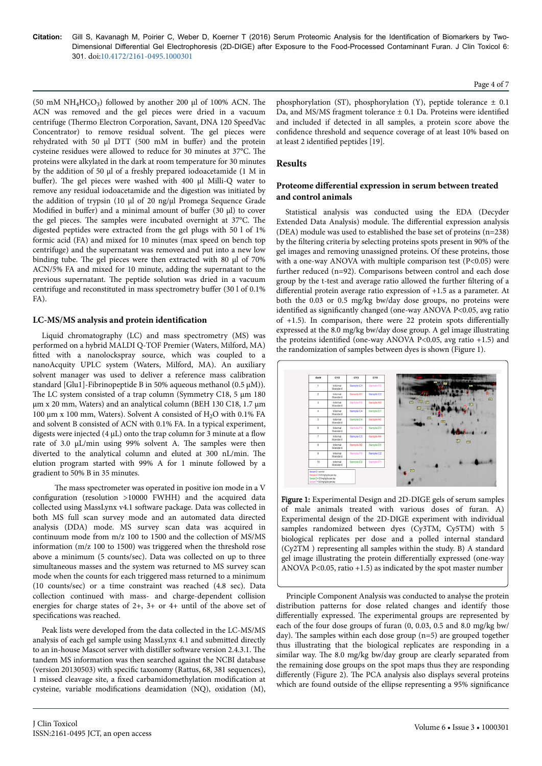(50 mM $NH_4HCO_3$) followed by another 200 µl of 100% ACN. The ACN was removed and the gel pieces were dried in a vacuum centrifuge (Thermo Electron Corporation, Savant, DNA 120 SpeedVac Concentrator) to remove residual solvent. The gel pieces were rehydrated with 50 µl DTT (500 mM in buffer) and the protein cysteine residues were allowed to reduce for 30 minutes at 37°C. The proteins were alkylated in the dark at room temperature for 30 minutes by the addition of 50 µl of a freshly prepared iodoacetamide (1 M in buffer). The gel pieces were washed with 400 µl Milli-Q water to remove any residual iodoacetamide and the digestion was initiated by the addition of trypsin (10 µl of 20 ng/µl Promega Sequence Grade Modified in buffer) and a minimal amount of buffer (30 µl) to cover the gel pieces. The samples were incubated overnight at 37°C. The digested peptides were extracted from the gel plugs with 50 l of 1% formic acid (FA) and mixed for 10 minutes (max speed on bench top centrifuge) and the supernatant was removed and put into a new low binding tube. The gel pieces were then extracted with 80 µl of 70% ACN/5% FA and mixed for 10 minute, adding the supernatant to the previous supernatant. The peptide solution was dried in a vacuum centrifuge and reconstituted in mass spectrometry buffer (30 l of 0.1% FA).

### LC-MS/MS analysis and protein identification

Liquid chromatography (LC) and mass spectrometry (MS) was performed on a hybrid MALDI Q-TOF Premier (Waters, Milford, MA) fitted with a nanolockspray source, which was coupled to a nanoAcquity UPLC system (Waters, Milford, MA). An auxiliary solvent manager was used to deliver a reference mass calibration standard [Glu1]-Fibrinopeptide B in 50% aqueous methanol (0.5 µM)). The LC system consisted of a trap column (Symmetry C18, 5 µm 180 µm x 20 mm, Waters) and an analytical column (BEH 130 C18, 1.7 µm 100 µm x 100 mm, Waters). Solvent A consisted of $H_2O$ with 0.1% FA and solvent B consisted of ACN with 0.1% FA. In a typical experiment, digests were injected (4 µL) onto the trap column for 3 minute at a flow rate of 3.0 µL/min using 99% solvent A. The samples were then diverted to the analytical column and eluted at 300 nL/min. The elution program started with 99% A for 1 minute followed by a gradient to 50% B in 35 minutes.

The mass spectrometer was operated in positive ion mode in a V configuration (resolution >10000 FWHH) and the acquired data collected using MassLynx v4.1 software package. Data was collected in both MS full scan survey mode and an automated data directed analysis (DDA) mode. MS survey scan data was acquired in continuum mode from m/z 100 to 1500 and the collection of MS/MS information (m/z 100 to 1500) was triggered when the threshold rose above a minimum (5 counts/sec). Data was collected on up to three simultaneous masses and the system was returned to MS survey scan mode when the counts for each triggered mass returned to a minimum (10 counts/sec) or a time constraint was reached (4.8 sec). Data collection continued with mass- and charge-dependent collision energies for charge states of 2+, 3+ or 4+ until of the above set of specifications was reached.

Peak lists were developed from the data collected in the LC-MS/MS analysis of each gel sample using MassLynx 4.1 and submitted directly to an in-house Mascot server with distiller software version 2.4.3.1. The tandem MS information was then searched against the NCBI database (version 20130503) with specific taxonomy (Rattus, 68, 381 sequences), 1 missed cleavage site, a fixed carbamidomethylation modification at cysteine, variable modifications deamidation (NQ), oxidation (M), phosphorylation (ST), phosphorylation (Y), peptide tolerance ± 0.1 Da, and MS/MS fragment tolerance ± 0.1 Da. Proteins were identified and included if detected in all samples, a protein score above the confidence threshold and sequence coverage of at least 10% based on at least 2 identified peptides [19].

## Results

### Proteome differential expression in serum between treated and control animals

Statistical analysis was conducted using the EDA (Decyder Extended Data Analysis) module. The differential expression analysis (DEA) module was used to established the base set of proteins (n=238) by the filtering criteria by selecting proteins spots present in 90% of the gel images and removing unassigned proteins. Of these proteins, those with a one-way ANOVA with multiple comparison test ($P<0.05$) were further reduced (n=92). Comparisons between control and each dose group by the t-test and average ratio allowed the further filtering of a differential protein average ratio expression of +1.5 as a parameter. At both the 0.03 or 0.5 mg/kg bw/day dose groups, no proteins were identified as significantly changed (one-way ANOVA $P<0.05$, avg ratio of +1.5). In comparison, there were 22 protein spots differentially expressed at the 8.0 mg/kg bw/day dose group. A gel image illustrating the proteins identified (one-way ANOVA $P<0.05$, avg ratio +1.5) and the randomization of samples between dyes is shown (Figure 1).

| Gel# | CY2 | CY3 | CY5 |
|---|---|---|---|
| 1 | Internal Standard | Sample C1 | Sample F3 |
| 2 | Internal Standard | Sample A3 | Sample C3 |
| 3 | Internal Standard | Sample F2 | Sample A2 |
| 4 | Internal Standard | Sample C4 | Sample D1 |
| 5 | Internal Standard | Sample D4 | Sample A5 |
| 6 | Internal Standard | Sample F4 | Sample D3 |
| 7 | Internal Standard | Sample C5 | Sample A4 |
| 8 | Internal Standard | Sample A2 | Sample D5 |
| 9 | Internal Standard | Sample F5 | Sample C2 |
| 10 | Internal Standard | Sample D2 | Sample F1 |

Sample C = control
Sample A = 0.03mg/kg bw per day
Sample D = 0.5mg/kg bw per day
Sample F = 8.0mg/kg bw per day

Figure 1: Experimental Design and 2D-DIGE gels of serum samples of male animals treated with various doses of furan. A) Experimental design of the 2D-DIGE experiment with individual samples randomized between dyes (Cy3TM, Cy5TM) with 5 biological replicates per dose and a polled internal standard (Cy2TM ) representing all samples within the study. B) A standard gel image illustrating the protein differentially expressed (one-way ANOVA $P<0.05$, ratio +1.5) as indicated by the spot master number

Principle Component Analysis was conducted to analyse the protein distribution patterns for dose related changes and identify those differentially expressed. The experimental groups are represented by each of the four dose groups of furan (0, 0.03, 0.5 and 8.0 mg/kg bw/ day). The samples within each dose group (n=5) are grouped together thus illustrating that the biological replicates are responding in a similar way. The 8.0 mg/kg bw/day group are clearly separated from the remaining dose groups on the spot maps thus they are responding differently (Figure 2). The PCA analysis also displays several proteins which are found outside of the ellipse representing a 95% significance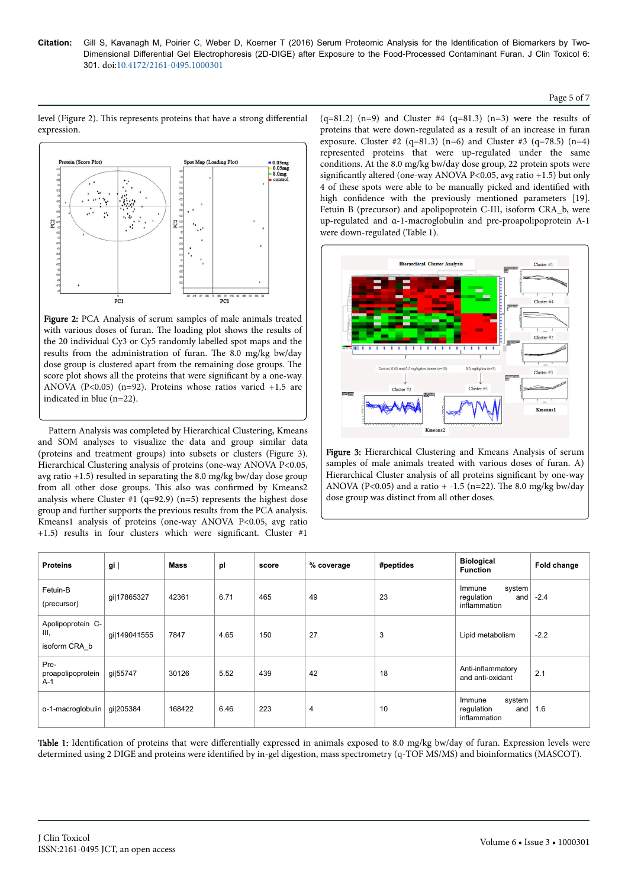level (Figure 2). This represents proteins that have a strong differential expression.

**Figure 2:** PCA Analysis of serum samples of male animals treated with various doses of furan. The loading plot shows the results of the 20 individual Cy3 or Cy5 randomly labelled spot maps and the results from the administration of furan. The 8.0 mg/kg bw/day dose group is clustered apart from the remaining dose groups. The score plot shows all the proteins that were significant by a one-way ANOVA (P<0.05) (n=92). Proteins whose ratios varied +1.5 are indicated in blue (n=22).

Pattern Analysis was completed by Hierarchical Clustering, Kmeans and SOM analyses to visualize the data and group similar data (proteins and treatment groups) into subsets or clusters (Figure 3). Hierarchical Clustering analysis of proteins (one-way ANOVA P<0.05, avg ratio +1.5) resulted in separating the 8.0 mg/kg bw/day dose group from all other dose groups. This also was confirmed by Kmeans2 analysis where Cluster #1 (q=92.9) (n=5) represents the highest dose group and further supports the previous results from the PCA analysis. Kmeans1 analysis of proteins (one-way ANOVA P<0.05, avg ratio +1.5) results in four clusters which were significant. Cluster #1 (q=81.2) (n=9) and Cluster #4 (q=81.3) (n=3) were the results of proteins that were down-regulated as a result of an increase in furan exposure. Cluster #2 (q=81.3) (n=6) and Cluster #3 (q=78.5) (n=4) represented proteins that were up-regulated under the same conditions. At the 8.0 mg/kg bw/day dose group, 22 protein spots were significantly altered (one-way ANOVA P<0.05, avg ratio +1.5) but only 4 of these spots were able to be manually picked and identified with high confidence with the previously mentioned parameters [19]. Fetuin B (precursor) and apolipoprotein C-III, isoform CRA_b, were up-regulated and α-1-macroglobulin and pre-proapolipoprotein A-1 were down-regulated (Table 1).

**Figure 3:** Hierarchical Clustering and Kmeans Analysis of serum samples of male animals treated with various doses of furan. A) Hierarchical Cluster analysis of all proteins significant by one-way ANOVA (P<0.05) and a ratio + -1.5 (n=22). The 8.0 mg/kg bw/day dose group was distinct from all other doses.

| Proteins | gi \| | Mass | pI | score | % coverage | #peptides | Biological Function | Fold change |
|---|---|---|---|---|---|---|---|---|
| Fetuin-B (precursor) | gi\|17865327 | 42361 | 6.71 | 465 | 49 | 23 | Immune system regulation and inflammation | -2.4 |
| Apolipoprotein C-III, isoform CRA_b | gi\|149041555 | 7847 | 4.65 | 150 | 27 | 3 | Lipid metabolism | -2.2 |
| Pre-proapolipoprotein A-1 | gi\|55747 | 30126 | 5.52 | 439 | 42 | 18 | Anti-inflammatory and anti-oxidant | 2.1 |
| α-1-macroglobulin | gi\|205384 | 168422 | 6.46 | 223 | 4 | 10 | Immune system regulation and inflammation | 1.6 |

**Table 1:** Identification of proteins that were differentially expressed in animals exposed to 8.0 mg/kg bw/day of furan. Expression levels were determined using 2 DIGE and proteins were identified by in-gel digestion, mass spectrometry (q-TOF MS/MS) and bioinformatics (MASCOT).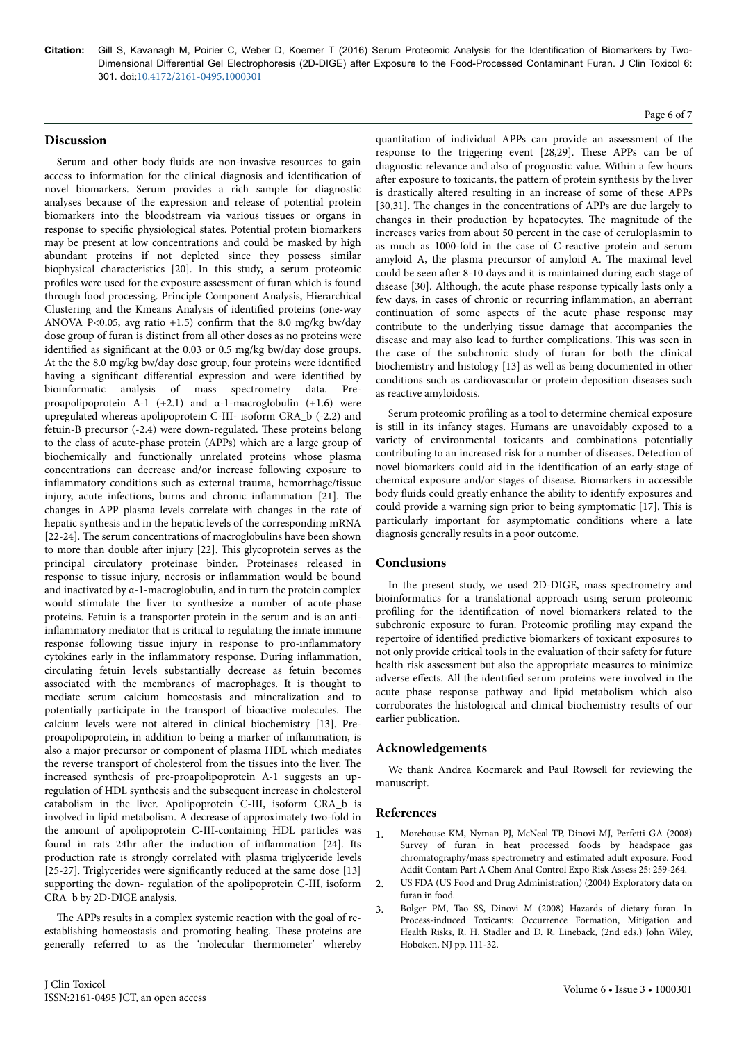## Discussion

Serum and other body fluids are non-invasive resources to gain access to information for the clinical diagnosis and identification of novel biomarkers. Serum provides a rich sample for diagnostic analyses because of the expression and release of potential protein biomarkers into the bloodstream via various tissues or organs in response to specific physiological states. Potential protein biomarkers may be present at low concentrations and could be masked by high abundant proteins if not depleted since they possess similar biophysical characteristics [20]. In this study, a serum proteomic profiles were used for the exposure assessment of furan which is found through food processing. Principle Component Analysis, Hierarchical Clustering and the Kmeans Analysis of identified proteins (one-way ANOVA P<0.05, avg ratio +1.5) confirm that the 8.0 mg/kg bw/day dose group of furan is distinct from all other doses as no proteins were identified as significant at the 0.03 or 0.5 mg/kg bw/day dose groups. At the the 8.0 mg/kg bw/day dose group, four proteins were identified having a significant differential expression and were identified by bioinformatic analysis of mass spectrometry data. Pre-proapolipoprotein A-1 (+2.1) and α-1-macroglobulin (+1.6) were upregulated whereas apolipoprotein C-III- isoform CRA_b (-2.2) and fetuin-B precursor (-2.4) were down-regulated. These proteins belong to the class of acute-phase protein (APPs) which are a large group of biochemically and functionally unrelated proteins whose plasma concentrations can decrease and/or increase following exposure to inflammatory conditions such as external trauma, hemorrhage/tissue injury, acute infections, burns and chronic inflammation [21]. The changes in APP plasma levels correlate with changes in the rate of hepatic synthesis and in the hepatic levels of the corresponding mRNA [22-24]. The serum concentrations of macroglobulins have been shown to more than double after injury [22]. This glycoprotein serves as the principal circulatory proteinase binder. Proteinases released in response to tissue injury, necrosis or inflammation would be bound and inactivated by α-1-macroglobulin, and in turn the protein complex would stimulate the liver to synthesize a number of acute-phase proteins. Fetuin is a transporter protein in the serum and is an anti-inflammatory mediator that is critical to regulating the innate immune response following tissue injury in response to pro-inflammatory cytokines early in the inflammatory response. During inflammation, circulating fetuin levels substantially decrease as fetuin becomes associated with the membranes of macrophages. It is thought to mediate serum calcium homeostasis and mineralization and to potentially participate in the transport of bioactive molecules. The calcium levels were not altered in clinical biochemistry [13]. Pre-proapolipoprotein, in addition to being a marker of inflammation, is also a major precursor or component of plasma HDL which mediates the reverse transport of cholesterol from the tissues into the liver. The increased synthesis of pre-proapolipoprotein A-1 suggests an up-regulation of HDL synthesis and the subsequent increase in cholesterol catabolism in the liver. Apolipoprotein C-III, isoform CRA_b is involved in lipid metabolism. A decrease of approximately two-fold in the amount of apolipoprotein C-III-containing HDL particles was found in rats 24hr after the induction of inflammation [24]. Its production rate is strongly correlated with plasma triglyceride levels [25-27]. Triglycerides were significantly reduced at the same dose [13] supporting the down- regulation of the apolipoprotein C-III, isoform CRA_b by 2D-DIGE analysis.

The APPs results in a complex systemic reaction with the goal of re-establishing homeostasis and promoting healing. These proteins are generally referred to as the 'molecular thermometer' whereby quantitation of individual APPs can provide an assessment of the response to the triggering event [28,29]. These APPs can be of diagnostic relevance and also of prognostic value. Within a few hours after exposure to toxicants, the pattern of protein synthesis by the liver is drastically altered resulting in an increase of some of these APPs [30,31]. The changes in the concentrations of APPs are due largely to changes in their production by hepatocytes. The magnitude of the increases varies from about 50 percent in the case of ceruloplasmin to as much as 1000-fold in the case of C-reactive protein and serum amyloid A, the plasma precursor of amyloid A. The maximal level could be seen after 8-10 days and it is maintained during each stage of disease [30]. Although, the acute phase response typically lasts only a few days, in cases of chronic or recurring inflammation, an aberrant continuation of some aspects of the acute phase response may contribute to the underlying tissue damage that accompanies the disease and may also lead to further complications. This was seen in the case of the subchronic study of furan for both the clinical biochemistry and histology [13] as well as being documented in other conditions such as cardiovascular or protein deposition diseases such as reactive amyloidosis.

Serum proteomic profiling as a tool to determine chemical exposure is still in its infancy stages. Humans are unavoidably exposed to a variety of environmental toxicants and combinations potentially contributing to an increased risk for a number of diseases. Detection of novel biomarkers could aid in the identification of an early-stage of chemical exposure and/or stages of disease. Biomarkers in accessible body fluids could greatly enhance the ability to identify exposures and could provide a warning sign prior to being symptomatic [17]. This is particularly important for asymptomatic conditions where a late diagnosis generally results in a poor outcome.

## Conclusions

In the present study, we used 2D-DIGE, mass spectrometry and bioinformatics for a translational approach using serum proteomic profiling for the identification of novel biomarkers related to the subchronic exposure to furan. Proteomic profiling may expand the repertoire of identified predictive biomarkers of toxicant exposures to not only provide critical tools in the evaluation of their safety for future health risk assessment but also the appropriate measures to minimize adverse effects. All the identified serum proteins were involved in the acute phase response pathway and lipid metabolism which also corroborates the histological and clinical biochemistry results of our earlier publication.

## Acknowledgements

We thank Andrea Kocmarek and Paul Rowsell for reviewing the manuscript.

## References

1. Morehouse KM, Nyman PJ, McNeal TP, Dinovi MJ, Perfetti GA (2008) Survey of furan in heat processed foods by headspace gas chromatography/mass spectrometry and estimated adult exposure. Food Addit Contam Part A Chem Anal Control Expo Risk Assess 25: 259-264.
2. US FDA (US Food and Drug Administration) (2004) Exploratory data on furan in food.
3. Bolger PM, Tao SS, Dinovi M (2008) Hazards of dietary furan. In Process-induced Toxicants: Occurrence Formation, Mitigation and Health Risks, R. H. Stadler and D. R. Lineback, (2nd eds.) John Wiley, Hoboken, NJ pp. 111-32.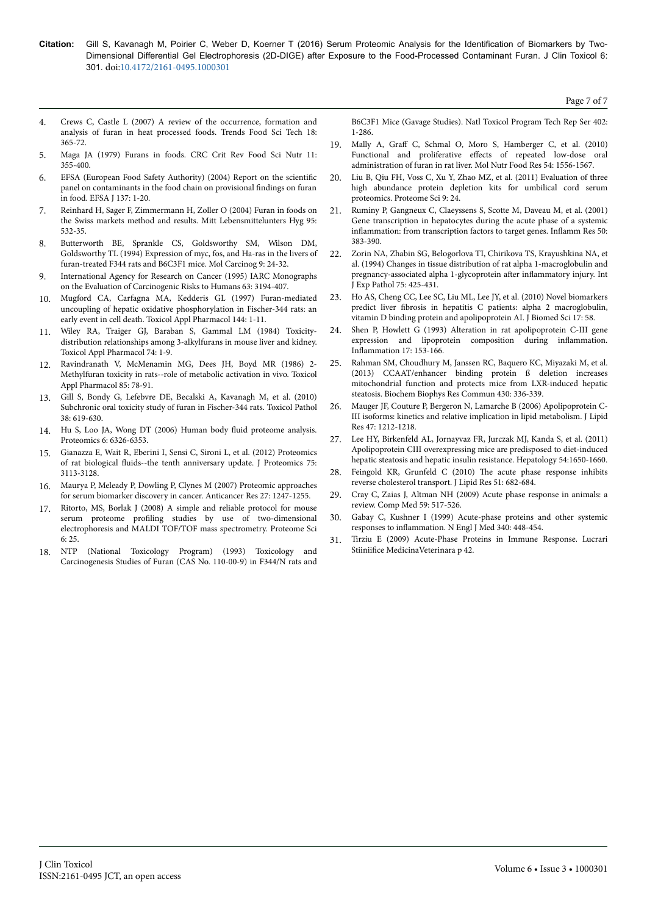4. Crews C, Castle L (2007) A review of the occurrence, formation and analysis of furan in heat processed foods. Trends Food Sci Tech 18: 365-72.
5. Maga JA (1979) Furans in foods. CRC Crit Rev Food Sci Nutr 11: 355-400.
6. EFSA (European Food Safety Authority) (2004) Report on the scientific panel on contaminants in the food chain on provisional findings on furan in food. EFSA J 137: 1-20.
7. Reinhard H, Sager F, Zimmermann H, Zoller O (2004) Furan in foods on the Swiss markets method and results. Mitt Lebensmittelunters Hyg 95: 532-35.
8. Butterworth BE, Sprankle CS, Goldsworthy SM, Wilson DM, Goldsworthy TL (1994) Expression of myc, fos, and Ha-ras in the livers of furan-treated F344 rats and B6C3F1 mice. Mol Carcinog 9: 24-32.
9. International Agency for Research on Cancer (1995) IARC Monographs on the Evaluation of Carcinogenic Risks to Humans 63: 3194-407.
10. Mugford CA, Carfagna MA, Kedderis GL (1997) Furan-mediated uncoupling of hepatic oxidative phosphorylation in Fischer-344 rats: an early event in cell death. Toxicol Appl Pharmacol 144: 1-11.
11. Wiley RA, Traiger GJ, Baraban S, Gammal LM (1984) Toxicity-distribution relationships among 3-alkylfurans in mouse liver and kidney. Toxicol Appl Pharmacol 74: 1-9.
12. Ravindranath V, McMenamin MG, Dees JH, Boyd MR (1986) 2-Methylfuran toxicity in rats--role of metabolic activation in vivo. Toxicol Appl Pharmacol 85: 78-91.
13. Gill S, Bondy G, Lefebvre DE, Becalski A, Kavanagh M, et al. (2010) Subchronic oral toxicity study of furan in Fischer-344 rats. Toxicol Pathol 38: 619-630.
14. Hu S, Loo JA, Wong DT (2006) Human body fluid proteome analysis. Proteomics 6: 6326-6353.
15. Gianazza E, Wait R, Eberini I, Sensi C, Sironi L, et al. (2012) Proteomics of rat biological fluids--the tenth anniversary update. J Proteomics 75: 3113-3128.
16. Maurya P, Meleady P, Dowling P, Clynes M (2007) Proteomic approaches for serum biomarker discovery in cancer. Anticancer Res 27: 1247-1255.
17. Ritorto, MS, Borlak J (2008) A simple and reliable protocol for mouse serum proteome profiling studies by use of two-dimensional electrophoresis and MALDI TOF/TOF mass spectrometry. Proteome Sci 6: 25.
18. NTP (National Toxicology Program) (1993) Toxicology and Carcinogenesis Studies of Furan (CAS No. 110-00-9) in F344/N rats and B6C3F1 Mice (Gavage Studies). Natl Toxicol Program Tech Rep Ser 402: 1-286.
19. Mally A, Graff C, Schmal O, Moro S, Hamberger C, et al. (2010) Functional and proliferative effects of repeated low-dose oral administration of furan in rat liver. Mol Nutr Food Res 54: 1556-1567.
20. Liu B, Qiu FH, Voss C, Xu Y, Zhao MZ, et al. (2011) Evaluation of three high abundance protein depletion kits for umbilical cord serum proteomics. Proteome Sci 9: 24.
21. Ruminy P, Gangneux C, Claeyssens S, Scotte M, Daveau M, et al. (2001) Gene transcription in hepatocytes during the acute phase of a systemic inflammation: from transcription factors to target genes. Inflamm Res 50: 383-390.
22. Zorin NA, Zhabin SG, Belogorlova TI, Chirikova TS, Krayushkina NA, et al. (1994) Changes in tissue distribution of rat alpha 1-macroglobulin and pregnancy-associated alpha 1-glycoprotein after inflammatory injury. Int J Exp Pathol 75: 425-431.
23. Ho AS, Cheng CC, Lee SC, Liu ML, Lee JY, et al. (2010) Novel biomarkers predict liver fibrosis in hepatitis C patients: alpha 2 macroglobulin, vitamin D binding protein and apolipoprotein AI. J Biomed Sci 17: 58.
24. Shen P, Howlett G (1993) Alteration in rat apolipoprotein C-III gene expression and lipoprotein composition during inflammation. Inflammation 17: 153-166.
25. Rahman SM, Choudhury M, Janssen RC, Baquero KC, Miyazaki M, et al. (2013) CCAAT/enhancer binding protein ß deletion increases mitochondrial function and protects mice from LXR-induced hepatic steatosis. Biochem Biophys Res Commun 430: 336-339.
26. Mauger JF, Couture P, Bergeron N, Lamarche B (2006) Apolipoprotein C-III isoforms: kinetics and relative implication in lipid metabolism. J Lipid Res 47: 1212-1218.
27. Lee HY, Birkenfeld AL, Jornayvaz FR, Jurczak MJ, Kanda S, et al. (2011) Apolipoprotein CIII overexpressing mice are predisposed to diet-induced hepatic steatosis and hepatic insulin resistance. Hepatology 54:1650-1660.
28. Feingold KR, Grunfeld C (2010) The acute phase response inhibits reverse cholesterol transport. J Lipid Res 51: 682-684.
29. Cray C, Zaias J, Altman NH (2009) Acute phase response in animals: a review. Comp Med 59: 517-526.
30. Gabay C, Kushner I (1999) Acute-phase proteins and other systemic responses to inflammation. N Engl J Med 340: 448-454.
31. Tirziu E (2009) Acute-Phase Proteins in Immune Response. Lucrari Stiiniifice MedicinaVeterinara p 42.